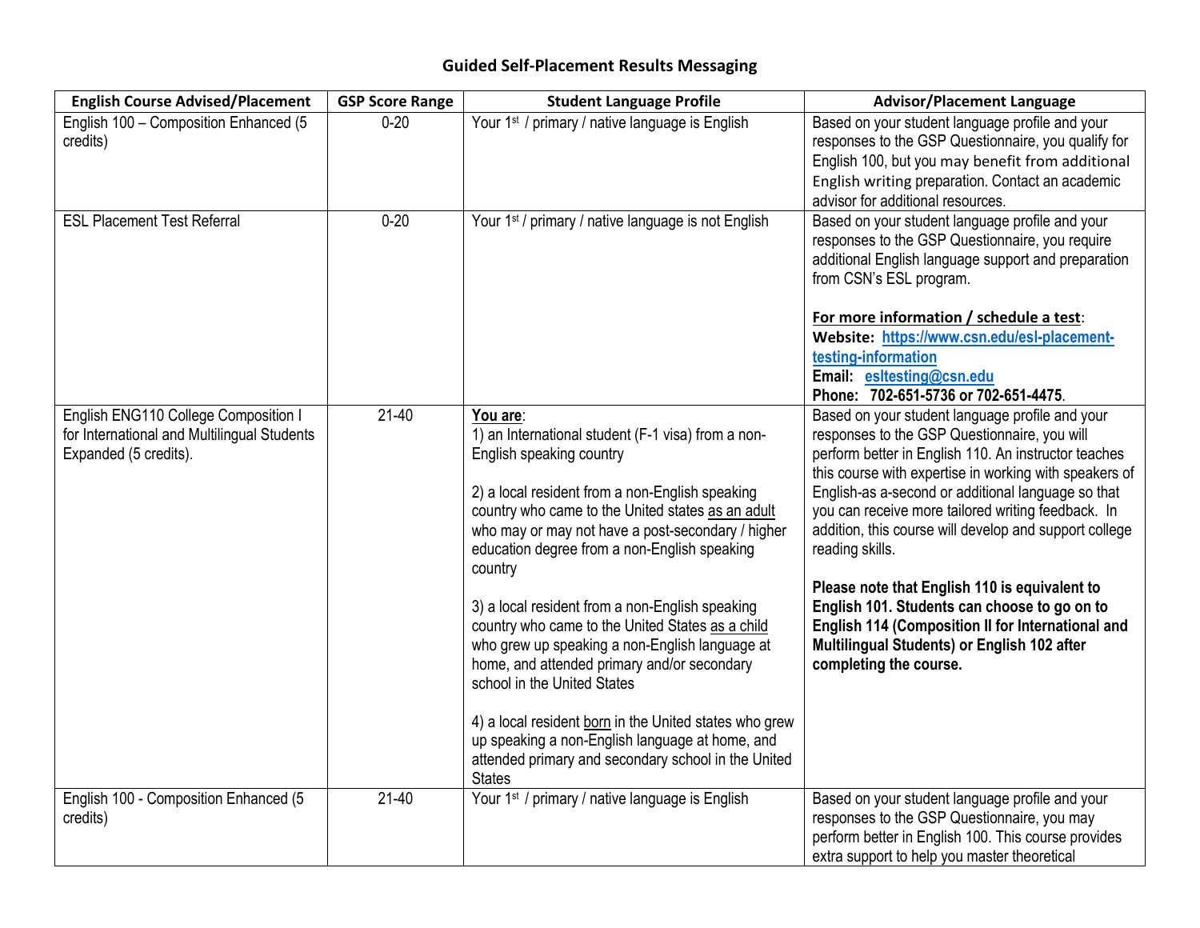# Guided Self-Placement Results Messaging

| English Course Advised/Placement | GSP Score Range | Student Language Profile | Advisor/Placement Language |
| --- | --- | --- | --- |
| English 100 – Composition Enhanced (5 credits) | 0-20 | Your 1st / primary / native language is English | Based on your student language profile and your responses to the GSP Questionnaire, you qualify for English 100, but you may benefit from additional English writing preparation. Contact an academic advisor for additional resources. |
| ESL Placement Test Referral | 0-20 | Your 1st / primary / native language is not English | Based on your student language profile and your responses to the GSP Questionnaire, you require additional English language support and preparation from CSN's ESL program.<br><br>**For more information / schedule a test**:<br>**Website: [https://www.csn.edu/esl-placement-testing-information](https://www.csn.edu/esl-placement-testing-information)**<br>**Email: [esltesting@csn.edu](mailto:esltesting@csn.edu)**<br>**Phone: 702-651-5736 or 702-651-4475**. |
| English ENG110 College Composition I for International and Multilingual Students Expanded (5 credits). | 21-40 | **You are**:<br>1) an International student (F-1 visa) from a non-English speaking country<br><br>2) a local resident from a non-English speaking country who came to the United states as an adult who may or may not have a post-secondary / higher education degree from a non-English speaking country<br><br>3) a local resident from a non-English speaking country who came to the United States as a child who grew up speaking a non-English language at home, and attended primary and/or secondary school in the United States<br><br>4) a local resident born in the United states who grew up speaking a non-English language at home, and attended primary and secondary school in the United States | Based on your student language profile and your responses to the GSP Questionnaire, you will perform better in English 110. An instructor teaches this course with expertise in working with speakers of English-as a-second or additional language so that you can receive more tailored writing feedback. In addition, this course will develop and support college reading skills.<br><br>**Please note that English 110 is equivalent to English 101. Students can choose to go on to English 114 (Composition II for International and Multilingual Students) or English 102 after completing the course.** |
| English 100 - Composition Enhanced (5 credits) | 21-40 | Your 1st / primary / native language is English | Based on your student language profile and your responses to the GSP Questionnaire, you may perform better in English 100. This course provides extra support to help you master theoretical |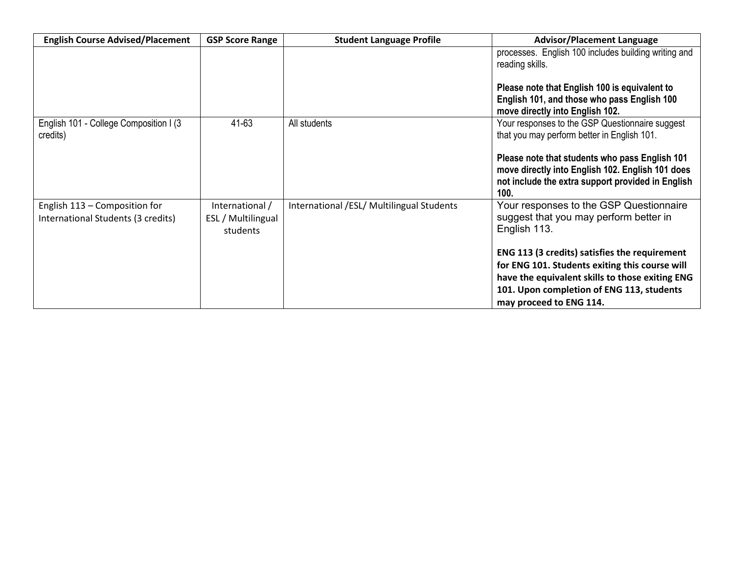| English Course Advised/Placement | GSP Score Range | Student Language Profile | Advisor/Placement Language |
| --- | --- | --- | --- |
| | | | processes. English 100 includes building writing and reading skills.<br><br>**Please note that English 100 is equivalent to English 101, and those who pass English 100 move directly into English 102.** |
| English 101 - College Composition I (3 credits) | 41-63 | All students | Your responses to the GSP Questionnaire suggest that you may perform better in English 101.<br><br>**Please note that students who pass English 101 move directly into English 102. English 101 does not include the extra support provided in English 100.** |
| English 113 – Composition for International Students (3 credits) | International / ESL / Multilingual students | International /ESL/ Multilingual Students | Your responses to the GSP Questionnaire suggest that you may perform better in English 113.<br><br>**ENG 113 (3 credits) satisfies the requirement for ENG 101. Students exiting this course will have the equivalent skills to those exiting ENG 101. Upon completion of ENG 113, students may proceed to ENG 114.** |